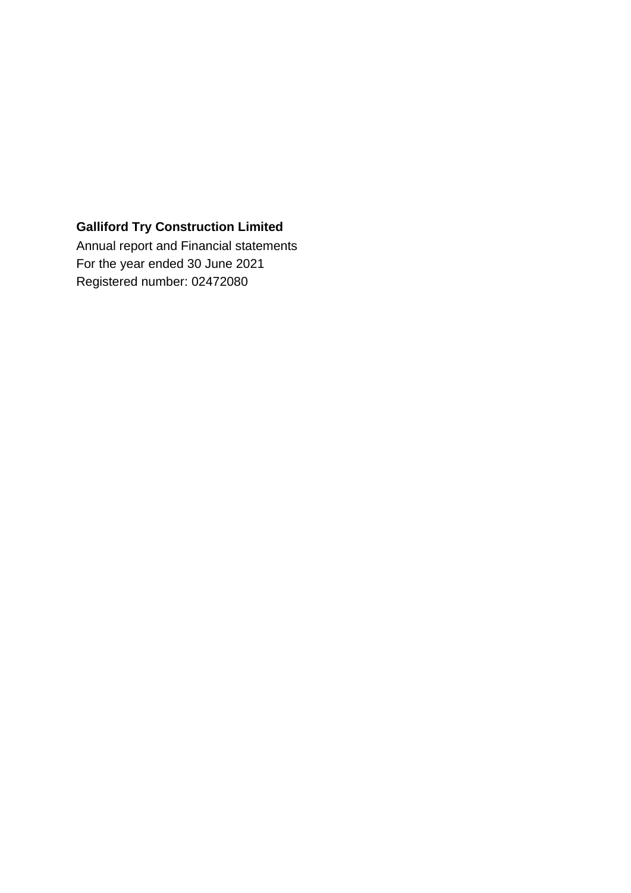**Galliford Try Construction Limited**

Annual report and Financial statements

For the year ended 30 June 2021

Registered number: 02472080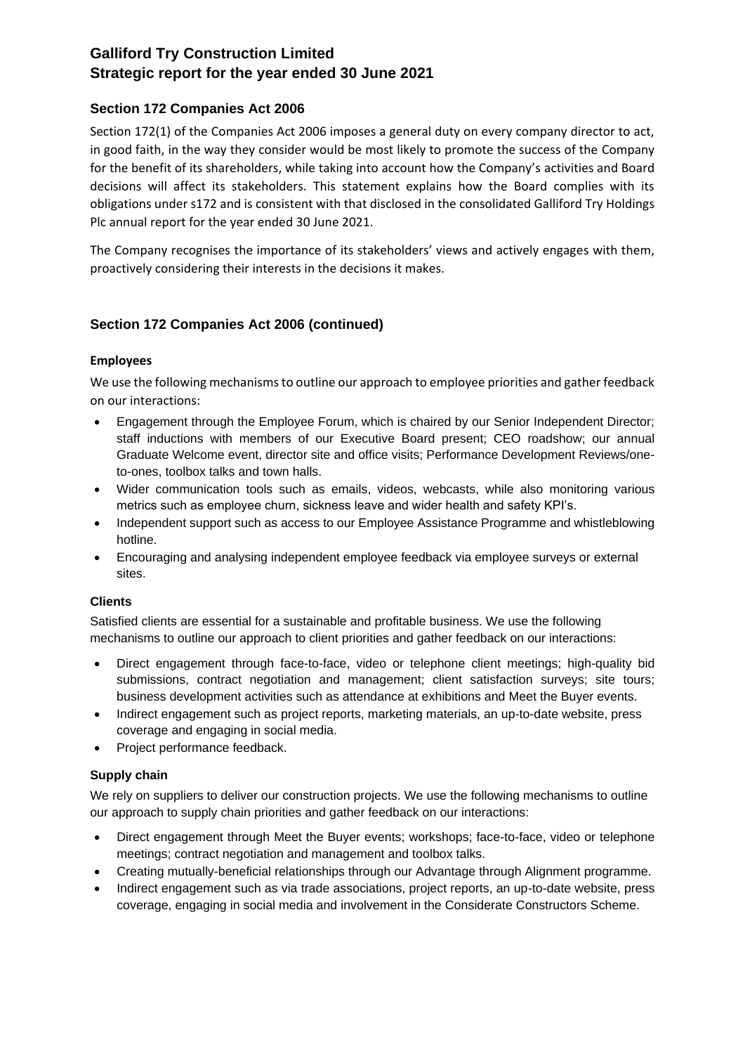# Galliford Try Construction Limited
# Strategic report for the year ended 30 June 2021

## Section 172 Companies Act 2006

Section 172(1) of the Companies Act 2006 imposes a general duty on every company director to act, in good faith, in the way they consider would be most likely to promote the success of the Company for the benefit of its shareholders, while taking into account how the Company's activities and Board decisions will affect its stakeholders. This statement explains how the Board complies with its obligations under s172 and is consistent with that disclosed in the consolidated Galliford Try Holdings Plc annual report for the year ended 30 June 2021.

The Company recognises the importance of its stakeholders' views and actively engages with them, proactively considering their interests in the decisions it makes.

## Section 172 Companies Act 2006 (continued)

### Employees

We use the following mechanisms to outline our approach to employee priorities and gather feedback on our interactions:

- Engagement through the Employee Forum, which is chaired by our Senior Independent Director; staff inductions with members of our Executive Board present; CEO roadshow; our annual Graduate Welcome event, director site and office visits; Performance Development Reviews/one-to-ones, toolbox talks and town halls.
- Wider communication tools such as emails, videos, webcasts, while also monitoring various metrics such as employee churn, sickness leave and wider health and safety KPI's.
- Independent support such as access to our Employee Assistance Programme and whistleblowing hotline.
- Encouraging and analysing independent employee feedback via employee surveys or external sites.

### Clients

Satisfied clients are essential for a sustainable and profitable business. We use the following mechanisms to outline our approach to client priorities and gather feedback on our interactions:

- Direct engagement through face-to-face, video or telephone client meetings; high-quality bid submissions, contract negotiation and management; client satisfaction surveys; site tours; business development activities such as attendance at exhibitions and Meet the Buyer events.
- Indirect engagement such as project reports, marketing materials, an up-to-date website, press coverage and engaging in social media.
- Project performance feedback.

### Supply chain

We rely on suppliers to deliver our construction projects. We use the following mechanisms to outline our approach to supply chain priorities and gather feedback on our interactions:

- Direct engagement through Meet the Buyer events; workshops; face-to-face, video or telephone meetings; contract negotiation and management and toolbox talks.
- Creating mutually-beneficial relationships through our Advantage through Alignment programme.
- Indirect engagement such as via trade associations, project reports, an up-to-date website, press coverage, engaging in social media and involvement in the Considerate Constructors Scheme.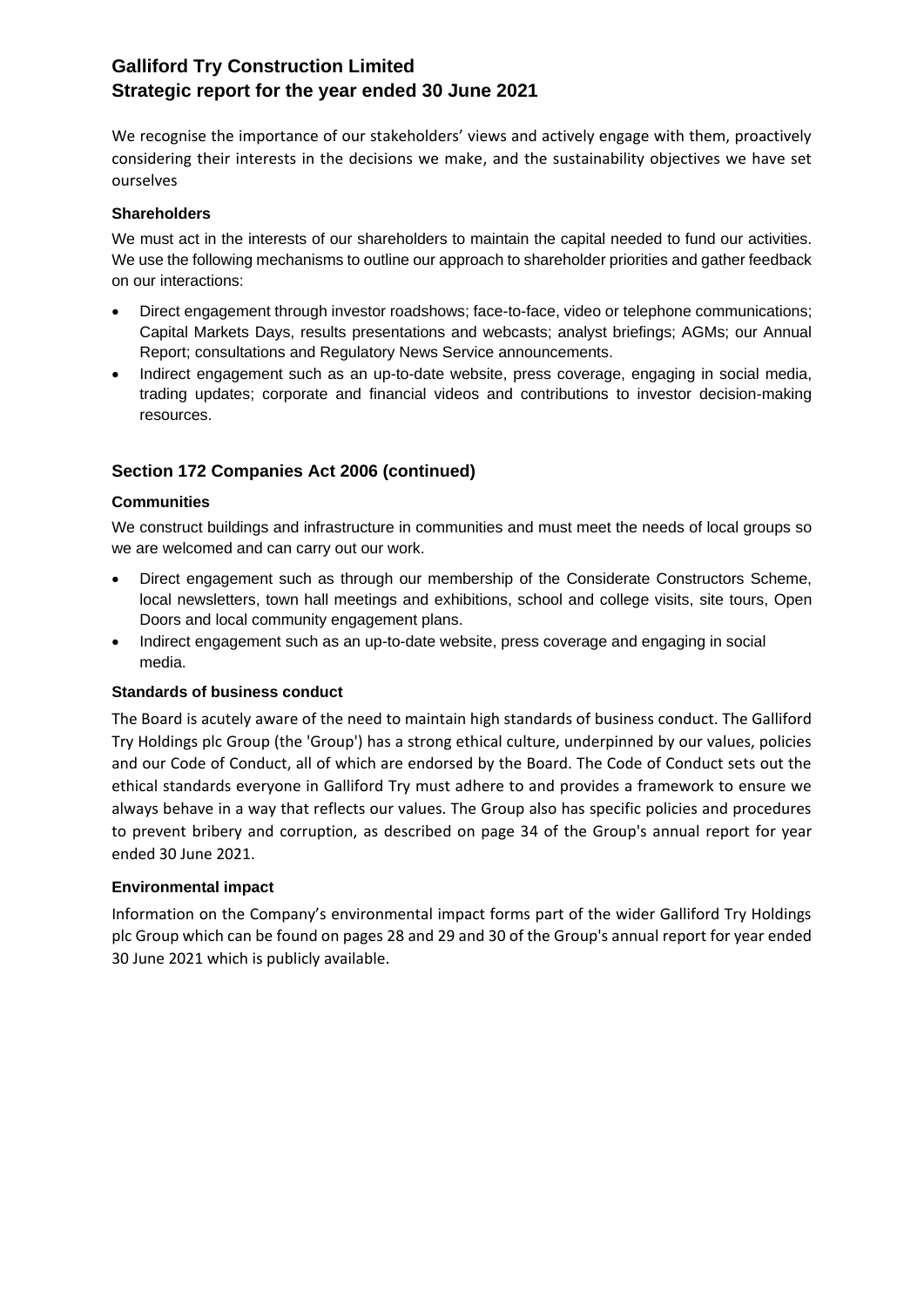# Galliford Try Construction Limited
# Strategic report for the year ended 30 June 2021

We recognise the importance of our stakeholders' views and actively engage with them, proactively considering their interests in the decisions we make, and the sustainability objectives we have set ourselves

### Shareholders

We must act in the interests of our shareholders to maintain the capital needed to fund our activities. We use the following mechanisms to outline our approach to shareholder priorities and gather feedback on our interactions:

- Direct engagement through investor roadshows; face-to-face, video or telephone communications; Capital Markets Days, results presentations and webcasts; analyst briefings; AGMs; our Annual Report; consultations and Regulatory News Service announcements.
- Indirect engagement such as an up-to-date website, press coverage, engaging in social media, trading updates; corporate and financial videos and contributions to investor decision-making resources.

## Section 172 Companies Act 2006 (continued)

### Communities

We construct buildings and infrastructure in communities and must meet the needs of local groups so we are welcomed and can carry out our work.

- Direct engagement such as through our membership of the Considerate Constructors Scheme, local newsletters, town hall meetings and exhibitions, school and college visits, site tours, Open Doors and local community engagement plans.
- Indirect engagement such as an up-to-date website, press coverage and engaging in social media.

### Standards of business conduct

The Board is acutely aware of the need to maintain high standards of business conduct. The Galliford Try Holdings plc Group (the 'Group') has a strong ethical culture, underpinned by our values, policies and our Code of Conduct, all of which are endorsed by the Board. The Code of Conduct sets out the ethical standards everyone in Galliford Try must adhere to and provides a framework to ensure we always behave in a way that reflects our values. The Group also has specific policies and procedures to prevent bribery and corruption, as described on page 34 of the Group's annual report for year ended 30 June 2021.

### Environmental impact

Information on the Company's environmental impact forms part of the wider Galliford Try Holdings plc Group which can be found on pages 28 and 29 and 30 of the Group's annual report for year ended 30 June 2021 which is publicly available.